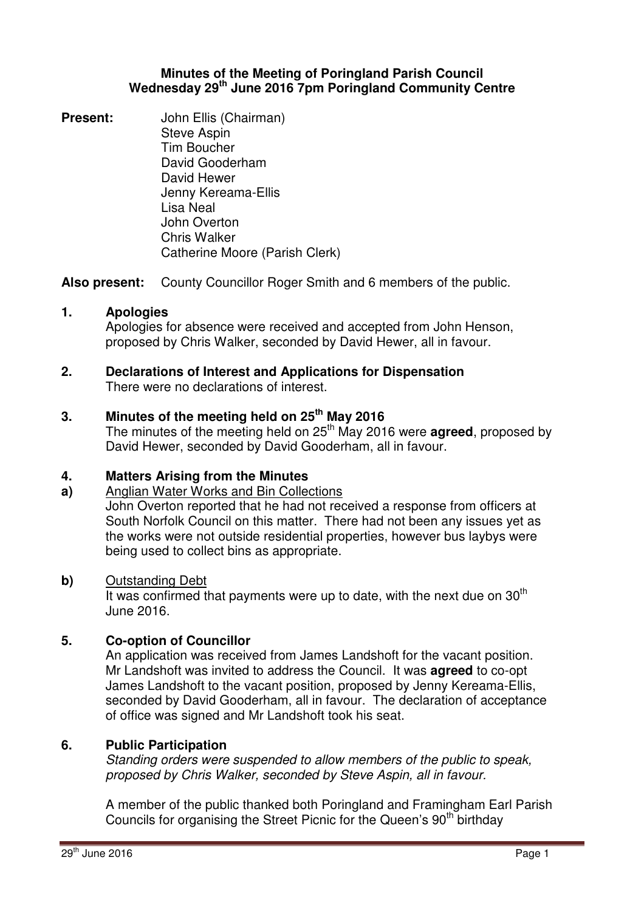# Minutes of the Meeting of Poringland Parish Council
## Wednesday 29th June 2016 7pm Poringland Community Centre

**Present:**
John Ellis (Chairman)
Steve Aspin
Tim Boucher
David Gooderham
David Hewer
Jenny Kereama-Ellis
Lisa Neal
John Overton
Chris Walker
Catherine Moore (Parish Clerk)

**Also present:** County Councillor Roger Smith and 6 members of the public.

### 1. Apologies

Apologies for absence were received and accepted from John Henson, proposed by Chris Walker, seconded by David Hewer, all in favour.

### 2. Declarations of Interest and Applications for Dispensation

There were no declarations of interest.

### 3. Minutes of the meeting held on 25th May 2016

The minutes of the meeting held on 25th May 2016 were **agreed**, proposed by David Hewer, seconded by David Gooderham, all in favour.

### 4. Matters Arising from the Minutes

**a)** Anglian Water Works and Bin Collections

John Overton reported that he had not received a response from officers at South Norfolk Council on this matter. There had not been any issues yet as the works were not outside residential properties, however bus laybys were being used to collect bins as appropriate.

**b)** Outstanding Debt

It was confirmed that payments were up to date, with the next due on 30th June 2016.

### 5. Co-option of Councillor

An application was received from James Landshoft for the vacant position. Mr Landshoft was invited to address the Council. It was **agreed** to co-opt James Landshoft to the vacant position, proposed by Jenny Kereama-Ellis, seconded by David Gooderham, all in favour. The declaration of acceptance of office was signed and Mr Landshoft took his seat.

### 6. Public Participation

*Standing orders were suspended to allow members of the public to speak, proposed by Chris Walker, seconded by Steve Aspin, all in favour.*

A member of the public thanked both Poringland and Framingham Earl Parish Councils for organising the Street Picnic for the Queen's 90th birthday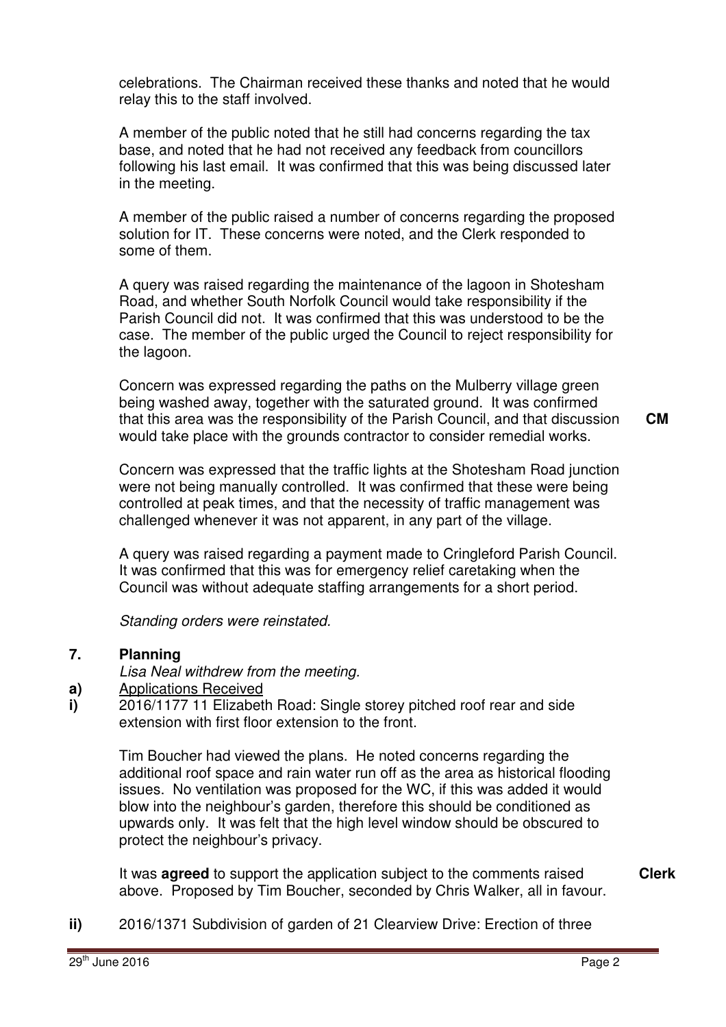celebrations. The Chairman received these thanks and noted that he would relay this to the staff involved.

A member of the public noted that he still had concerns regarding the tax base, and noted that he had not received any feedback from councillors following his last email. It was confirmed that this was being discussed later in the meeting.

A member of the public raised a number of concerns regarding the proposed solution for IT. These concerns were noted, and the Clerk responded to some of them.

A query was raised regarding the maintenance of the lagoon in Shotesham Road, and whether South Norfolk Council would take responsibility if the Parish Council did not. It was confirmed that this was understood to be the case. The member of the public urged the Council to reject responsibility for the lagoon.

Concern was expressed regarding the paths on the Mulberry village green being washed away, together with the saturated ground. It was confirmed that this area was the responsibility of the Parish Council, and that discussion would take place with the grounds contractor to consider remedial works. **CM**

Concern was expressed that the traffic lights at the Shotesham Road junction were not being manually controlled. It was confirmed that these were being controlled at peak times, and that the necessity of traffic management was challenged whenever it was not apparent, in any part of the village.

A query was raised regarding a payment made to Cringleford Parish Council. It was confirmed that this was for emergency relief caretaking when the Council was without adequate staffing arrangements for a short period.

*Standing orders were reinstated.*

## 7. Planning

*Lisa Neal withdrew from the meeting.*

**a)** Applications Received

**i)** 2016/1177 11 Elizabeth Road: Single storey pitched roof rear and side extension with first floor extension to the front.

Tim Boucher had viewed the plans. He noted concerns regarding the additional roof space and rain water run off as the area as historical flooding issues. No ventilation was proposed for the WC, if this was added it would blow into the neighbour's garden, therefore this should be conditioned as upwards only. It was felt that the high level window should be obscured to protect the neighbour's privacy.

It was **agreed** to support the application subject to the comments raised above. Proposed by Tim Boucher, seconded by Chris Walker, all in favour. **Clerk**

**ii)** 2016/1371 Subdivision of garden of 21 Clearview Drive: Erection of three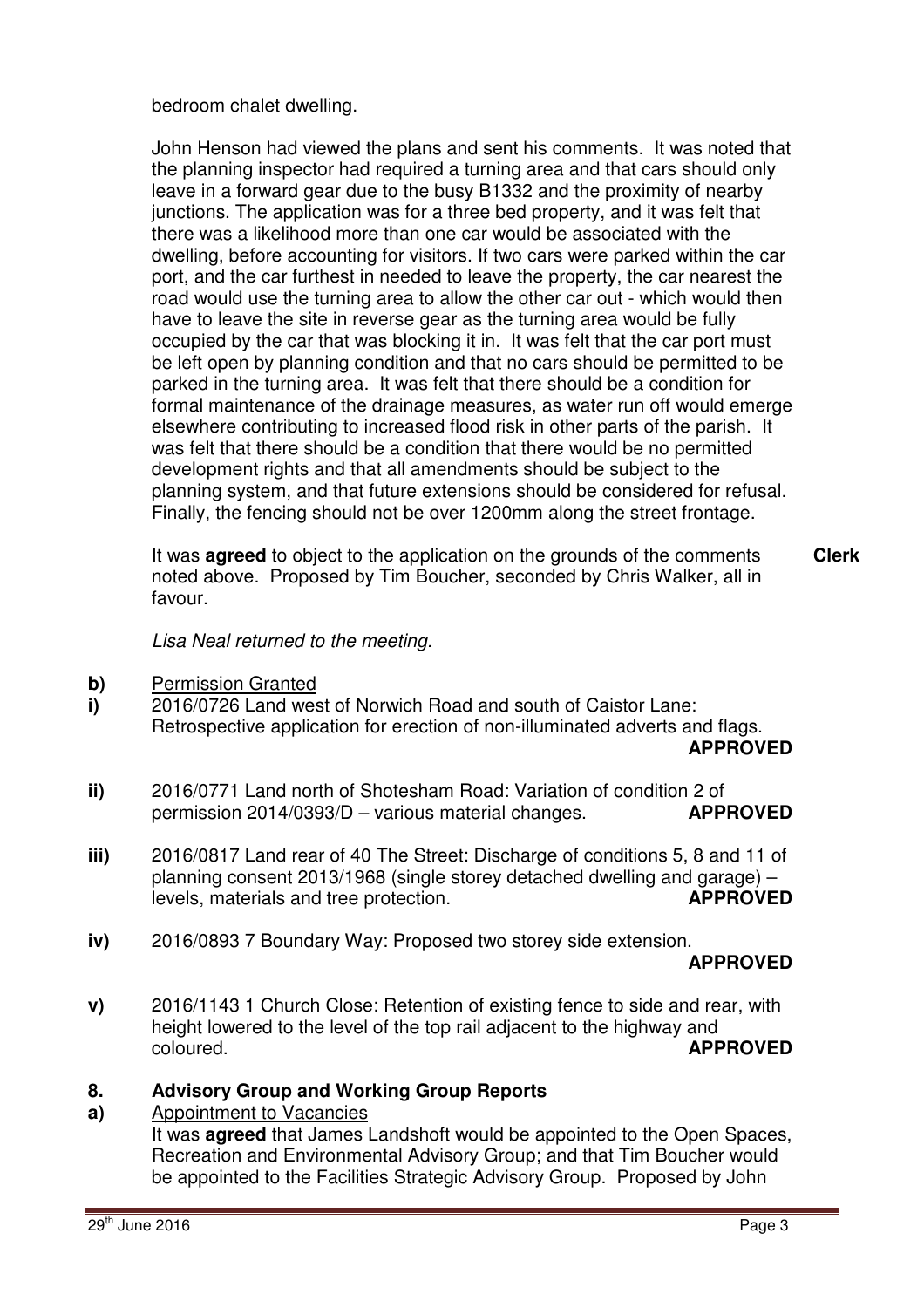bedroom chalet dwelling.

John Henson had viewed the plans and sent his comments. It was noted that the planning inspector had required a turning area and that cars should only leave in a forward gear due to the busy B1332 and the proximity of nearby junctions. The application was for a three bed property, and it was felt that there was a likelihood more than one car would be associated with the dwelling, before accounting for visitors. If two cars were parked within the car port, and the car furthest in needed to leave the property, the car nearest the road would use the turning area to allow the other car out - which would then have to leave the site in reverse gear as the turning area would be fully occupied by the car that was blocking it in. It was felt that the car port must be left open by planning condition and that no cars should be permitted to be parked in the turning area. It was felt that there should be a condition for formal maintenance of the drainage measures, as water run off would emerge elsewhere contributing to increased flood risk in other parts of the parish. It was felt that there should be a condition that there would be no permitted development rights and that all amendments should be subject to the planning system, and that future extensions should be considered for refusal. Finally, the fencing should not be over 1200mm along the street frontage.

It was **agreed** to object to the application on the grounds of the comments noted above. Proposed by Tim Boucher, seconded by Chris Walker, all in favour. **Clerk**

*Lisa Neal returned to the meeting.*

**b)** Permission Granted

**i)** 2016/0726 Land west of Norwich Road and south of Caistor Lane: Retrospective application for erection of non-illuminated adverts and flags. **APPROVED**

**ii)** 2016/0771 Land north of Shotesham Road: Variation of condition 2 of permission 2014/0393/D – various material changes. **APPROVED**

**iii)** 2016/0817 Land rear of 40 The Street: Discharge of conditions 5, 8 and 11 of planning consent 2013/1968 (single storey detached dwelling and garage) – levels, materials and tree protection. **APPROVED**

**iv)** 2016/0893 7 Boundary Way: Proposed two storey side extension. **APPROVED**

**v)** 2016/1143 1 Church Close: Retention of existing fence to side and rear, with height lowered to the level of the top rail adjacent to the highway and coloured. **APPROVED**

## 8. Advisory Group and Working Group Reports

**a)** Appointment to Vacancies

It was **agreed** that James Landshoft would be appointed to the Open Spaces, Recreation and Environmental Advisory Group; and that Tim Boucher would be appointed to the Facilities Strategic Advisory Group. Proposed by John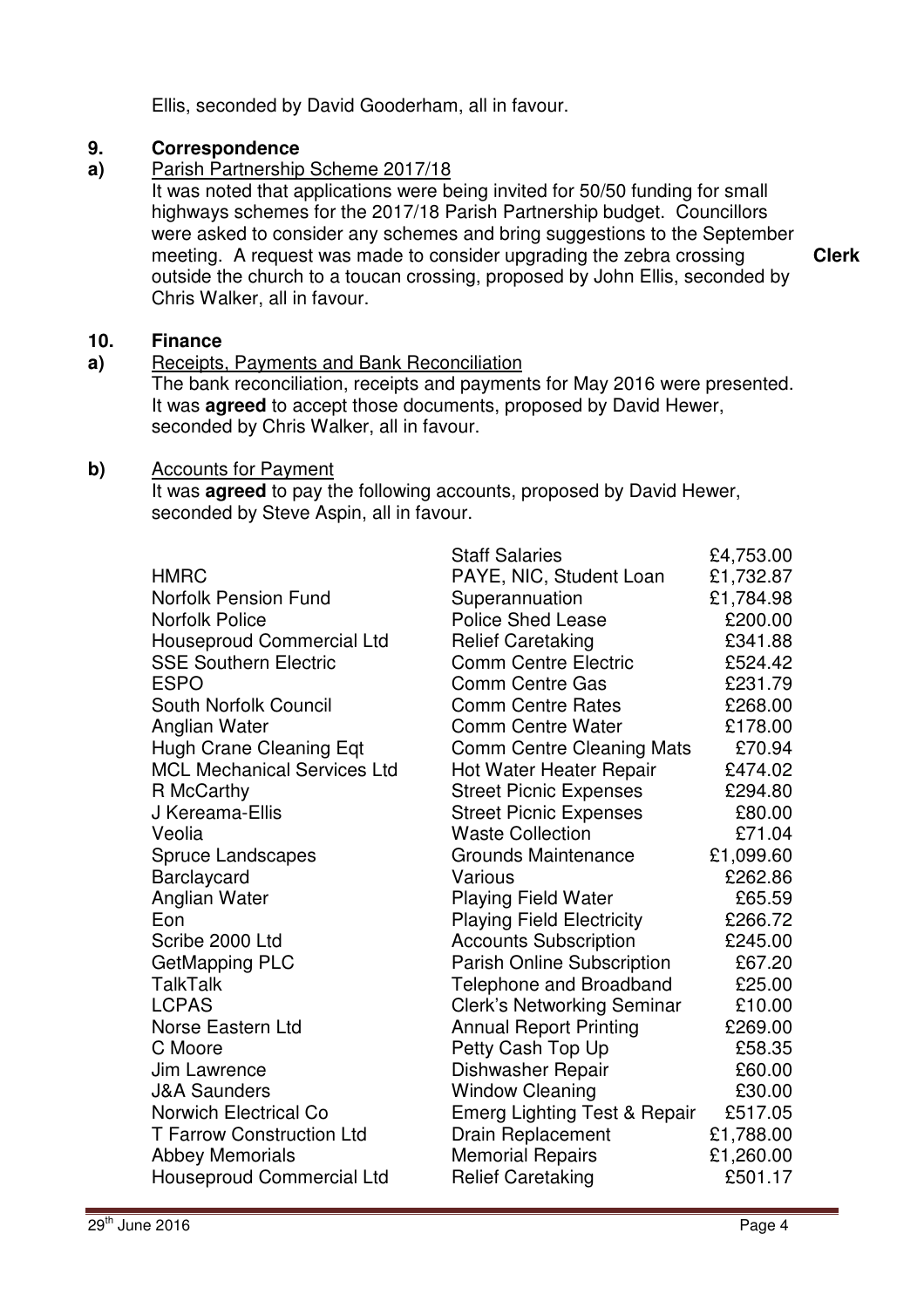Ellis, seconded by David Gooderham, all in favour.

## 9. Correspondence

**a)** Parish Partnership Scheme 2017/18

It was noted that applications were being invited for 50/50 funding for small highways schemes for the 2017/18 Parish Partnership budget. Councillors were asked to consider any schemes and bring suggestions to the September meeting. A request was made to consider upgrading the zebra crossing outside the church to a toucan crossing, proposed by John Ellis, seconded by Chris Walker, all in favour. **Clerk**

## 10. Finance

**a)** Receipts, Payments and Bank Reconciliation

The bank reconciliation, receipts and payments for May 2016 were presented. It was **agreed** to accept those documents, proposed by David Hewer, seconded by Chris Walker, all in favour.

**b)** Accounts for Payment

It was **agreed** to pay the following accounts, proposed by David Hewer, seconded by Steve Aspin, all in favour.

| | | |
|---|---|---|
| | Staff Salaries | £4,753.00 |
| HMRC | PAYE, NIC, Student Loan | £1,732.87 |
| Norfolk Pension Fund | Superannuation | £1,784.98 |
| Norfolk Police | Police Shed Lease | £200.00 |
| Houseproud Commercial Ltd | Relief Caretaking | £341.88 |
| SSE Southern Electric | Comm Centre Electric | £524.42 |
| ESPO | Comm Centre Gas | £231.79 |
| South Norfolk Council | Comm Centre Rates | £268.00 |
| Anglian Water | Comm Centre Water | £178.00 |
| Hugh Crane Cleaning Eqt | Comm Centre Cleaning Mats | £70.94 |
| MCL Mechanical Services Ltd | Hot Water Heater Repair | £474.02 |
| R McCarthy | Street Picnic Expenses | £294.80 |
| J Kereama-Ellis | Street Picnic Expenses | £80.00 |
| Veolia | Waste Collection | £71.04 |
| Spruce Landscapes | Grounds Maintenance | £1,099.60 |
| Barclaycard | Various | £262.86 |
| Anglian Water | Playing Field Water | £65.59 |
| Eon | Playing Field Electricity | £266.72 |
| Scribe 2000 Ltd | Accounts Subscription | £245.00 |
| GetMapping PLC | Parish Online Subscription | £67.20 |
| TalkTalk | Telephone and Broadband | £25.00 |
| LCPAS | Clerk's Networking Seminar | £10.00 |
| Norse Eastern Ltd | Annual Report Printing | £269.00 |
| C Moore | Petty Cash Top Up | £58.35 |
| Jim Lawrence | Dishwasher Repair | £60.00 |
| J&A Saunders | Window Cleaning | £30.00 |
| Norwich Electrical Co | Emerg Lighting Test & Repair | £517.05 |
| T Farrow Construction Ltd | Drain Replacement | £1,788.00 |
| Abbey Memorials | Memorial Repairs | £1,260.00 |
| Houseproud Commercial Ltd | Relief Caretaking | £501.17 |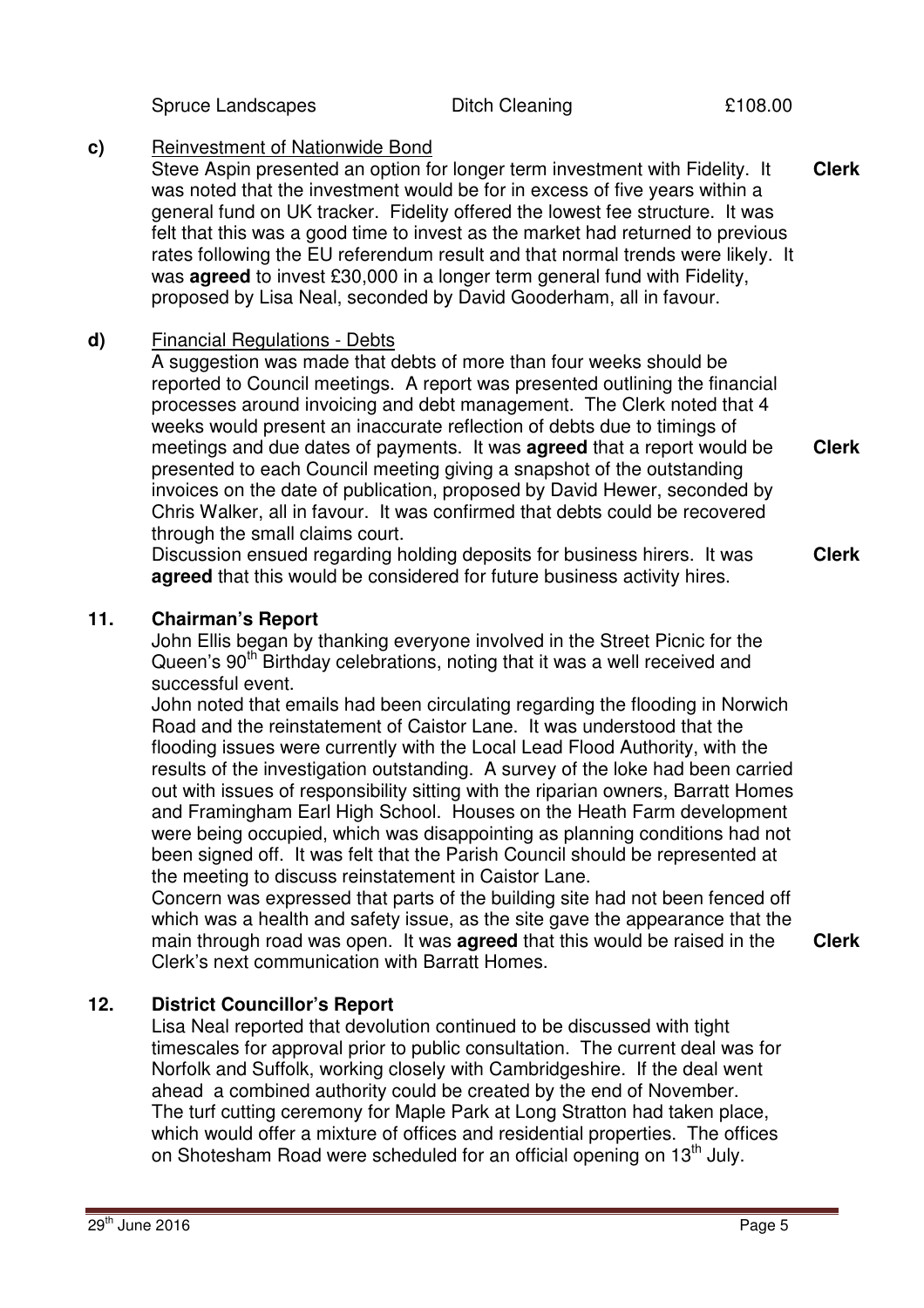| | | |
|---|---|---|
| Spruce Landscapes | Ditch Cleaning | £108.00 |

**c)** <u>Reinvestment of Nationwide Bond</u>

Steve Aspin presented an option for longer term investment with Fidelity. It was noted that the investment would be for in excess of five years within a general fund on UK tracker. Fidelity offered the lowest fee structure. It was felt that this was a good time to invest as the market had returned to previous rates following the EU referendum result and that normal trends were likely. It was **agreed** to invest £30,000 in a longer term general fund with Fidelity, proposed by Lisa Neal, seconded by David Gooderham, all in favour. **Clerk**

**d)** <u>Financial Regulations - Debts</u>

A suggestion was made that debts of more than four weeks should be reported to Council meetings. A report was presented outlining the financial processes around invoicing and debt management. The Clerk noted that 4 weeks would present an inaccurate reflection of debts due to timings of meetings and due dates of payments. It was **agreed** that a report would be presented to each Council meeting giving a snapshot of the outstanding invoices on the date of publication, proposed by David Hewer, seconded by Chris Walker, all in favour. It was confirmed that debts could be recovered through the small claims court. **Clerk**

Discussion ensued regarding holding deposits for business hirers. It was **agreed** that this would be considered for future business activity hires. **Clerk**

## 11. Chairman's Report

John Ellis began by thanking everyone involved in the Street Picnic for the Queen's 90th Birthday celebrations, noting that it was a well received and successful event.

John noted that emails had been circulating regarding the flooding in Norwich Road and the reinstatement of Caistor Lane. It was understood that the flooding issues were currently with the Local Lead Flood Authority, with the results of the investigation outstanding. A survey of the loke had been carried out with issues of responsibility sitting with the riparian owners, Barratt Homes and Framingham Earl High School. Houses on the Heath Farm development were being occupied, which was disappointing as planning conditions had not been signed off. It was felt that the Parish Council should be represented at the meeting to discuss reinstatement in Caistor Lane.

Concern was expressed that parts of the building site had not been fenced off which was a health and safety issue, as the site gave the appearance that the main through road was open. It was **agreed** that this would be raised in the Clerk's next communication with Barratt Homes. **Clerk**

## 12. District Councillor's Report

Lisa Neal reported that devolution continued to be discussed with tight timescales for approval prior to public consultation. The current deal was for Norfolk and Suffolk, working closely with Cambridgeshire. If the deal went ahead a combined authority could be created by the end of November.

The turf cutting ceremony for Maple Park at Long Stratton had taken place, which would offer a mixture of offices and residential properties. The offices on Shotesham Road were scheduled for an official opening on 13th July.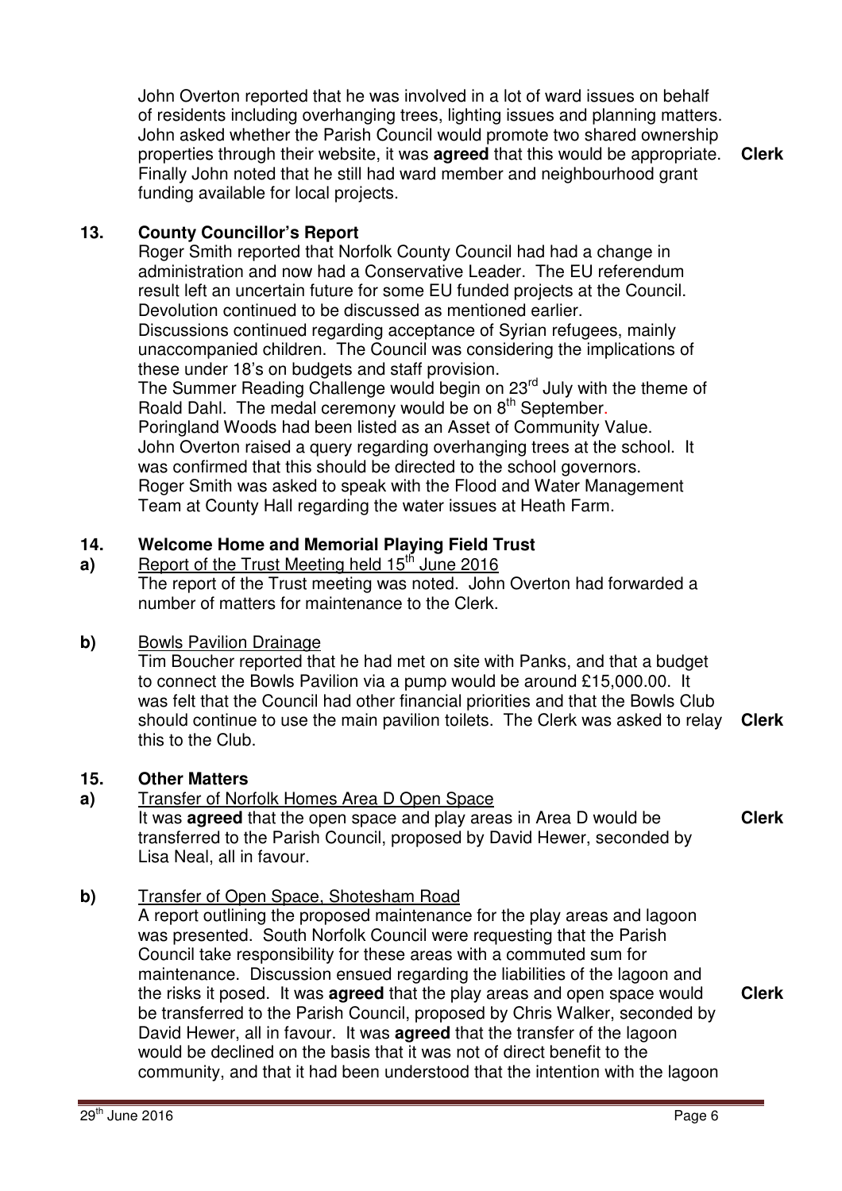John Overton reported that he was involved in a lot of ward issues on behalf of residents including overhanging trees, lighting issues and planning matters. John asked whether the Parish Council would promote two shared ownership properties through their website, it was **agreed** that this would be appropriate. Finally John noted that he still had ward member and neighbourhood grant funding available for local projects. **Clerk**

## 13. County Councillor's Report

Roger Smith reported that Norfolk County Council had had a change in administration and now had a Conservative Leader. The EU referendum result left an uncertain future for some EU funded projects at the Council. Devolution continued to be discussed as mentioned earlier.
Discussions continued regarding acceptance of Syrian refugees, mainly unaccompanied children. The Council was considering the implications of these under 18's on budgets and staff provision.
The Summer Reading Challenge would begin on 23rd July with the theme of Roald Dahl. The medal ceremony would be on 8th September.
Poringland Woods had been listed as an Asset of Community Value.
John Overton raised a query regarding overhanging trees at the school. It was confirmed that this should be directed to the school governors.
Roger Smith was asked to speak with the Flood and Water Management Team at County Hall regarding the water issues at Heath Farm.

## 14. Welcome Home and Memorial Playing Field Trust

**a)** Report of the Trust Meeting held 15th June 2016

The report of the Trust meeting was noted. John Overton had forwarded a number of matters for maintenance to the Clerk.

**b)** Bowls Pavilion Drainage

Tim Boucher reported that he had met on site with Panks, and that a budget to connect the Bowls Pavilion via a pump would be around £15,000.00. It was felt that the Council had other financial priorities and that the Bowls Club should continue to use the main pavilion toilets. The Clerk was asked to relay this to the Club. **Clerk**

## 15. Other Matters

**a)** Transfer of Norfolk Homes Area D Open Space

It was **agreed** that the open space and play areas in Area D would be transferred to the Parish Council, proposed by David Hewer, seconded by Lisa Neal, all in favour. **Clerk**

**b)** Transfer of Open Space, Shotesham Road

A report outlining the proposed maintenance for the play areas and lagoon was presented. South Norfolk Council were requesting that the Parish Council take responsibility for these areas with a commuted sum for maintenance. Discussion ensued regarding the liabilities of the lagoon and the risks it posed. It was **agreed** that the play areas and open space would be transferred to the Parish Council, proposed by Chris Walker, seconded by David Hewer, all in favour. It was **agreed** that the transfer of the lagoon would be declined on the basis that it was not of direct benefit to the community, and that it had been understood that the intention with the lagoon **Clerk**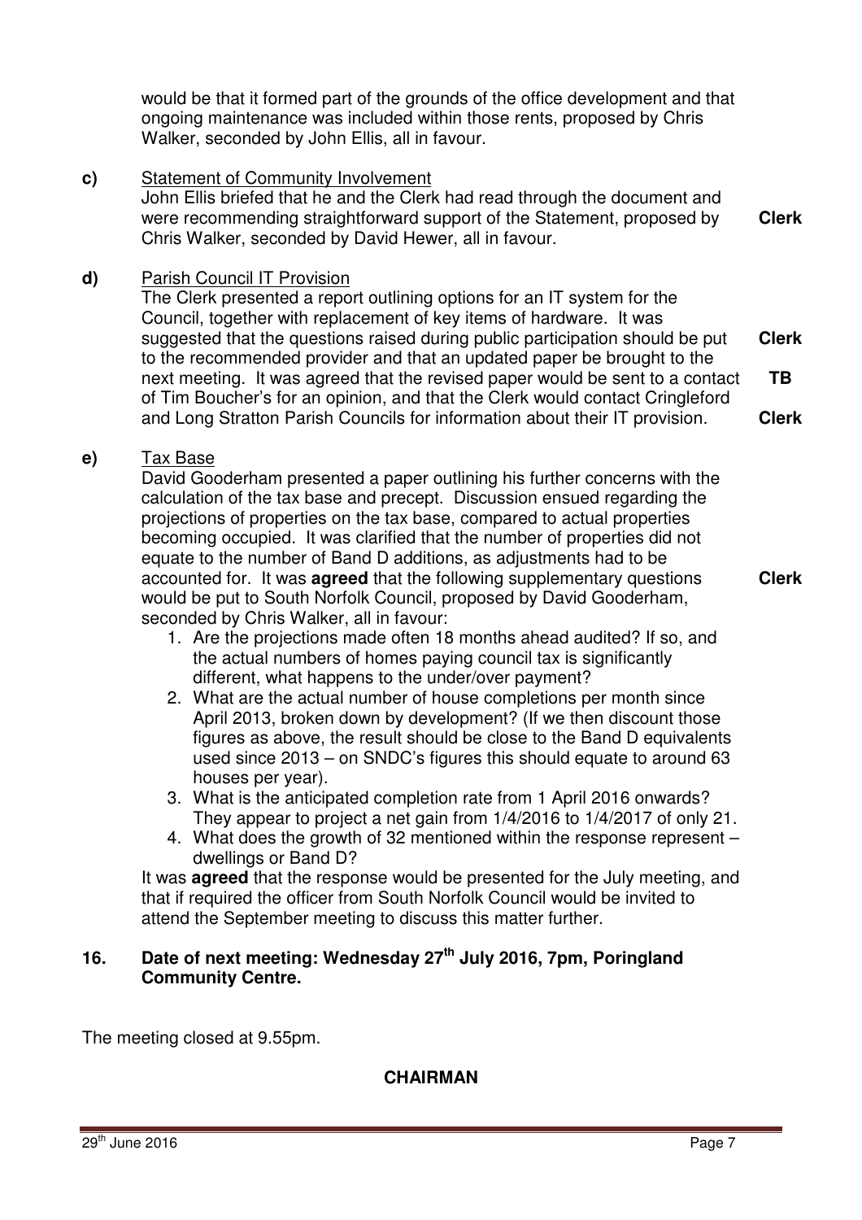would be that it formed part of the grounds of the office development and that ongoing maintenance was included within those rents, proposed by Chris Walker, seconded by John Ellis, all in favour.

**c)** Statement of Community Involvement

John Ellis briefed that he and the Clerk had read through the document and were recommending straightforward support of the Statement, proposed by Chris Walker, seconded by David Hewer, all in favour. **Clerk**

**d)** Parish Council IT Provision

The Clerk presented a report outlining options for an IT system for the Council, together with replacement of key items of hardware. It was suggested that the questions raised during public participation should be put to the recommended provider and that an updated paper be brought to the next meeting. It was agreed that the revised paper would be sent to a contact of Tim Boucher's for an opinion, and that the Clerk would contact Cringleford and Long Stratton Parish Councils for information about their IT provision. **Clerk** **TB** **Clerk**

**e)** Tax Base

David Gooderham presented a paper outlining his further concerns with the calculation of the tax base and precept. Discussion ensued regarding the projections of properties on the tax base, compared to actual properties becoming occupied. It was clarified that the number of properties did not equate to the number of Band D additions, as adjustments had to be accounted for. It was **agreed** that the following supplementary questions would be put to South Norfolk Council, proposed by David Gooderham, seconded by Chris Walker, all in favour: **Clerk**

1. Are the projections made often 18 months ahead audited? If so, and the actual numbers of homes paying council tax is significantly different, what happens to the under/over payment?
2. What are the actual number of house completions per month since April 2013, broken down by development? (If we then discount those figures as above, the result should be close to the Band D equivalents used since 2013 – on SNDC's figures this should equate to around 63 houses per year).
3. What is the anticipated completion rate from 1 April 2016 onwards? They appear to project a net gain from 1/4/2016 to 1/4/2017 of only 21.
4. What does the growth of 32 mentioned within the response represent – dwellings or Band D?

It was **agreed** that the response would be presented for the July meeting, and that if required the officer from South Norfolk Council would be invited to attend the September meeting to discuss this matter further.

**16. Date of next meeting: Wednesday 27th July 2016, 7pm, Poringland Community Centre.**

The meeting closed at 9.55pm.

**CHAIRMAN**